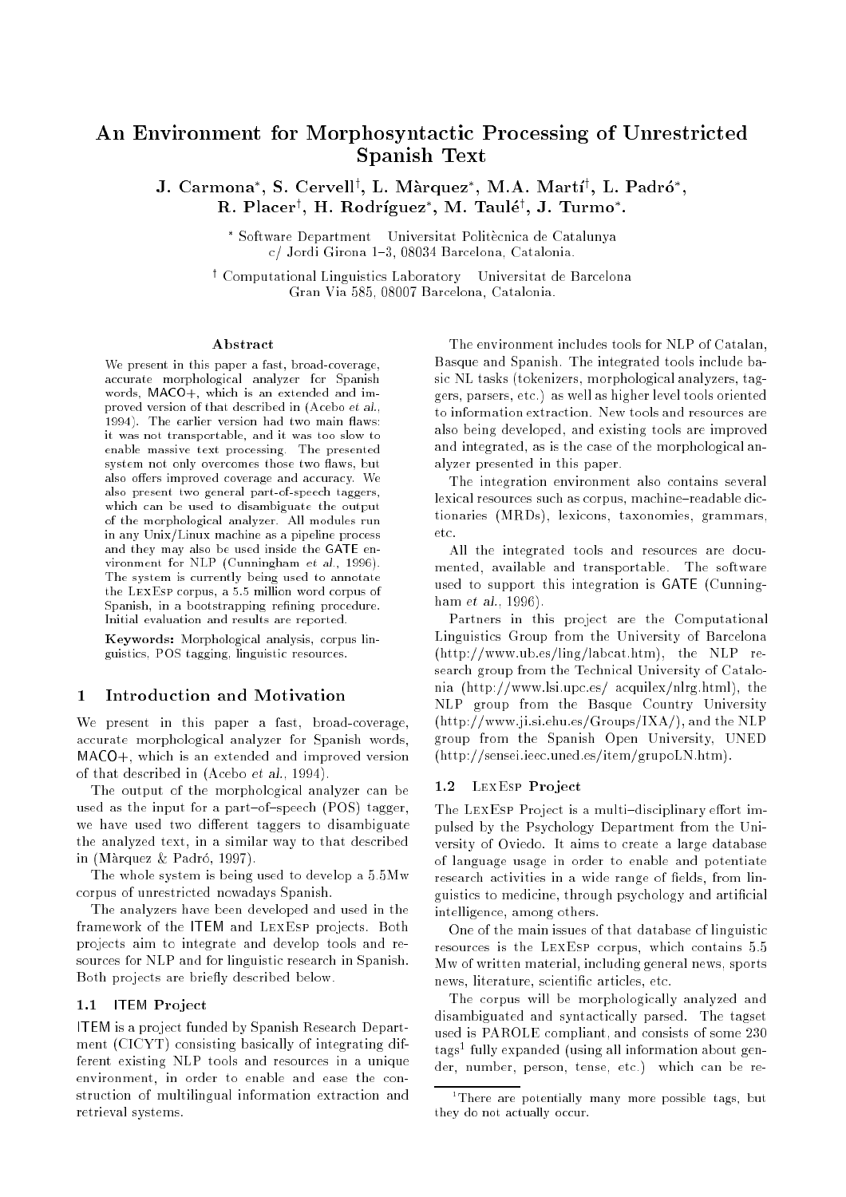# An Environment for Morphosyntactic Processing of Unrestricted Spanish Text

**J. Carmona\*, S. Cervell†, L. Màrquez\*, M.A. Martí†, L. Padró\*, R. Placer†, H. Rodríguez\*, M. Taulé†, J. Turmo\*.**

\* Software Department  Universitat Politècnica de Catalunya
c/ Jordi Girona 1–3, 08034 Barcelona, Catalonia.

† Computational Linguistics Laboratory  Universitat de Barcelona
Gran Via 585, 08007 Barcelona, Catalonia.

## Abstract

We present in this paper a fast, broad-coverage, accurate morphological analyzer for Spanish words, MACO+, which is an extended and improved version of that described in (Acebo *et al.*, 1994). The earlier version had two main flaws: it was not transportable, and it was too slow to enable massive text processing. The presented system not only overcomes those two flaws, but also offers improved coverage and accuracy. We also present two general part-of-speech taggers, which can be used to disambiguate the output of the morphological analyzer. All modules run in any Unix/Linux machine as a pipeline process and they may also be used inside the GATE environment for NLP (Cunningham *et al.*, 1996). The system is currently being used to annotate the LexEsp corpus, a 5.5 million word corpus of Spanish, in a bootstrapping refining procedure. Initial evaluation and results are reported.

**Keywords:** Morphological analysis, corpus linguistics, POS tagging, linguistic resources.

## 1 Introduction and Motivation

We present in this paper a fast, broad-coverage, accurate morphological analyzer for Spanish words, MACO+, which is an extended and improved version of that described in (Acebo *et al.*, 1994).

The output of the morphological analyzer can be used as the input for a part–of–speech (POS) tagger, we have used two different taggers to disambiguate the analyzed text, in a similar way to that described in (Màrquez & Padró, 1997).

The whole system is being used to develop a 5.5Mw corpus of unrestricted nowadays Spanish.

The analyzers have been developed and used in the framework of the ITEM and LexEsp projects. Both projects aim to integrate and develop tools and resources for NLP and for linguistic research in Spanish. Both projects are briefly described below.

### 1.1 ITEM Project

ITEM is a project funded by Spanish Research Department (CICYT) consisting basically of integrating different existing NLP tools and resources in a unique environment, in order to enable and ease the construction of multilingual information extraction and retrieval systems.

The environment includes tools for NLP of Catalan, Basque and Spanish. The integrated tools include basic NL tasks (tokenizers, morphological analyzers, taggers, parsers, etc.) as well as higher level tools oriented to information extraction. New tools and resources are also being developed, and existing tools are improved and integrated, as is the case of the morphological analyzer presented in this paper.

The integration environment also contains several lexical resources such as corpus, machine–readable dictionaries (MRDs), lexicons, taxonomies, grammars, etc.

All the integrated tools and resources are documented, available and transportable. The software used to support this integration is GATE (Cunningham *et al.*, 1996).

Partners in this project are the Computational Linguistics Group from the University of Barcelona (http://www.ub.es/ling/labcat.htm), the NLP research group from the Technical University of Catalonia (http://www.lsi.upc.es/ acquilex/nlrg.html), the NLP group from the Basque Country University (http://www.ji.si.ehu.es/Groups/IXA/), and the NLP group from the Spanish Open University, UNED (http://sensei.ieec.uned.es/item/grupoLN.htm).

### 1.2 LexEsp Project

The LexEsp Project is a multi–disciplinary effort impulsed by the Psychology Department from the University of Oviedo. It aims to create a large database of language usage in order to enable and potentiate research activities in a wide range of fields, from linguistics to medicine, through psychology and artificial intelligence, among others.

One of the main issues of that database of linguistic resources is the LexEsp corpus, which contains 5.5 Mw of written material, including general news, sports news, literature, scientific articles, etc.

The corpus will be morphologically analyzed and disambiguated and syntactically parsed. The tagset used is PAROLE compliant, and consists of some 230 tags[1] fully expanded (using all information about gender, number, person, tense, etc.) which can be re-

[1] There are potentially many more possible tags, but they do not actually occur.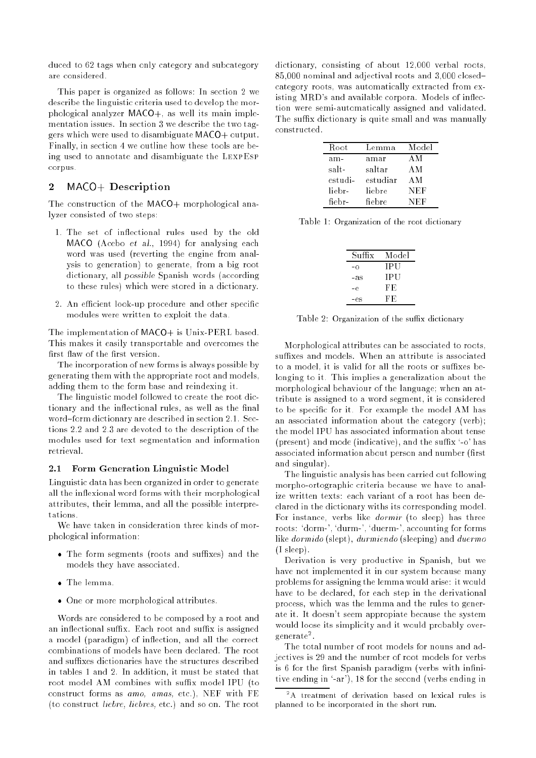duced to 62 tags when only category and subcategory are considered.

This paper is organized as follows: In section 2 we describe the linguistic criteria used to develop the morphological analyzer MACO+, as well as its main implementation issues. In section 3 we describe the two taggers which were used to disambiguate MACO+ output. Finally, in section 4 we outline how these tools are being used to annotate and disambiguate the LexEsp corpus.

## 2 MACO+ Description

The construction of the MACO+ morphological analyzer consisted of two steps:

1. The set of inflectional rules used by the old MACO (Acebo *et al.*, 1994) for analysing each word was used (reverting the engine from analysis to generation) to generate, from a big root dictionary, all *possible* Spanish words (according to these rules) which were stored in a dictionary.
2. An efficient look-up procedure and other specific modules were written to exploit the data.

The implementation of MACO+ is Unix-PERL based. This makes it easily transportable and overcomes the first flaw of the first version.

The incorporation of new forms is always possible by generating them with the appropriate root and models, adding them to the form base and reindexing it.

The linguistic model followed to create the root dictionary and the inflectional rules, as well as the final word–form dictionary are described in section 2.1. Sections 2.2 and 2.3 are devoted to the description of the modules used for text segmentation and information retrieval.

### 2.1 Form Generation Linguistic Model

Linguistic data has been organized in order to generate all the inflexional word forms with their morphological attributes, their lemma, and all the possible interpretations.

We have taken in consideration three kinds of morphological information:

- The form segments (roots and suffixes) and the models they have associated.
- The lemma.
- One or more morphological attributes.

Words are considered to be composed by a root and an inflectional suffix. Each root and suffix is assigned a model (paradigm) of inflection, and all the correct combinations of models have been declared. The root and suffixes dictionaries have the structures described in tables 1 and 2. In addition, it must be stated that root model AM combines with suffix model IPU (to construct forms as *amo, amas,* etc.), NEF with FE (to construct *liebre, liebres,* etc.) and so on. The root dictionary, consisting of about 12,000 verbal roots, 85,000 nominal and adjectival roots and 3,000 closed–category roots, was automatically extracted from existing MRD's and available corpora. Models of inflection were semi-automatically assigned and validated. The suffix dictionary is quite small and was manually constructed.

| Root | Lemma | Model |
|---|---|---|
| am- | amar | AM |
| salt- | saltar | AM |
| estudi- | estudiar | AM |
| liebr- | liebre | NEF |
| fiebr- | fiebre | NEF |

Table 1: Organization of the root dictionary

| Suffix | Model |
|---|---|
| -o | IPU |
| -as | IPU |
| -e | FE |
| -es | FE |

Table 2: Organization of the suffix dictionary

Morphological attributes can be associated to roots, suffixes and models. When an attribute is associated to a model, it is valid for all the roots or suffixes belonging to it. This implies a generalization about the morphological behaviour of the language; when an attribute is assigned to a word segment, it is considered to be specific for it. For example the model AM has an associated information about the category (verb); the model IPU has associated information about tense (present) and mode (indicative), and the suffix '-o' has associated information about person and number (first and singular).

The linguistic analysis has been carried out following morpho-ortographic criteria because we have to analize written texts: each variant of a root has been declared in the dictionary withs its corresponding model. For instance, verbs like *dormir* (to sleep) has three roots: 'dorm-', 'durm-', 'duerm-', accounting for forms like *dormido* (slept), *durmiendo* (sleeping) and *duermo* (I sleep).

Derivation is very productive in Spanish, but we have not implemented it in our system because many problems for assigning the lemma would arise: it would have to be declared, for each step in the derivational process, which was the lemma and the rules to generate it. It doesn't seem appropiate because the system would loose its simplicity and it would probably overgenerate[2].

The total number of root models for nouns and adjectives is 29 and the number of root models for verbs is 6 for the first Spanish paradigm (verbs with infinitive ending in '-ar'), 18 for the second (verbs ending in

[2] A treatment of derivation based on lexical rules is planned to be incorporated in the short run.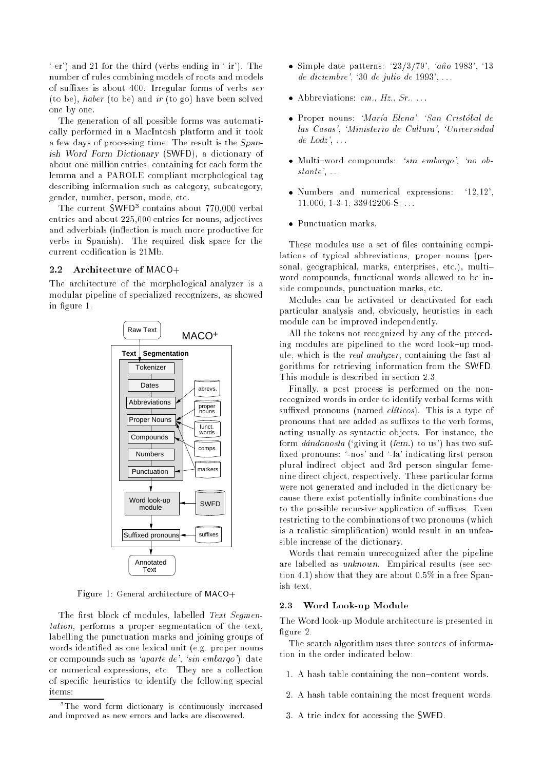'-er') and 21 for the third (verbs ending in '-ir'). The number of rules combining models of roots and models of suffixes is about 400. Irregular forms of verbs *ser* (to be), *haber* (to be) and *ir* (to go) have been solved one by one.

The generation of all possible forms was automatically performed in a MacIntosh platform and it took a few days of processing time. The result is the *Spanish Word Form Dictionary* (SWFD), a dictionary of about one million entries, containing for each form the lemma and a PAROLE compliant morphological tag describing information such as category, subcategory, gender, number, person, mode, etc.

The current SWFD[3] contains about 770,000 verbal entries and about 225,000 entries for nouns, adjectives and adverbials (inflection is much more productive for verbs in Spanish). The required disk space for the current codification is 21Mb.

### 2.2 Architecture of MACO+

The architecture of the morphological analyzer is a modular pipeline of specialized recognizers, as showed in figure 1.

Raw Text
MACO+
Text Segmentation
Tokenizer
Dates
Abbreviations
Proper Nouns
Compounds
Numbers
Punctuation
abrevs.
proper nouns
funct. words
comps.
markers
Word look-up module
SWFD
Suffixed pronouns
suffixes
Annotated Text

Figure 1: General architecture of MACO+

The first block of modules, labelled *Text Segmentation*, performs a proper segmentation of the text, labelling the punctuation marks and joining groups of words identified as one lexical unit (e.g. proper nouns or compounds such as *'aparte de'*, *'sin embargo'*), date or numerical expressions, etc. They are a collection of specific heuristics to identify the following special items:

- Simple date patterns: '23/3/79', *'año* 1983', '13 *de diciembre'*, '30 *de julio de* 1993', ...
- Abbreviations: *cm.*, *Hz.*, *Sr.*, ...
- Proper nouns: *'María Elena'*, *'San Cristóbal de las Casas'*, *'Ministerio de Cultura'*, *'Universidad de Lodz'*, ...
- Multi–word compounds: *'sin embargo'*, *'no obstante'*, ...
- Numbers and numerical expressions: '12,12', 11.000, 1-3-1, 33942206-S, ...
- Punctuation marks.

These modules use a set of files containing compilations of typical abbreviations, proper nouns (personal, geographical, marks, enterprises, etc.), multi–word compounds, functional words allowed to be inside compounds, punctuation marks, etc.

Modules can be activated or deactivated for each particular analysis and, obviously, heuristics in each module can be improved independently.

All the tokens not recognized by any of the preceding modules are pipelined to the word look–up module, which is the *real analyzer*, containing the fast algorithms for retrieving information from the SWFD. This module is described in section 2.3.

Finally, a post process is performed on the non-recognized words in order to identify verbal forms with suffixed pronouns (named *clíticos*). This is a type of pronouns that are added as suffixes to the verb forms, acting usually as syntactic objects. For instance, the form *dándonosla* ('giving it (*fem.*) to us') has two suffixed pronouns: '-nos' and '-la' indicating first person plural indirect object and 3rd person singular feminine direct object, respectively. These particular forms were not generated and included in the dictionary because there exist potentially infinite combinations due to the possible recursive application of suffixes. Even restricting to the combinations of two pronouns (which is a realistic simplification) would result in an unfeasible increase of the dictionary.

Words that remain unrecognized after the pipeline are labelled as *unknown*. Empirical results (see section 4.1) show that they are about 0.5% in a free Spanish text.

### 2.3 Word Look-up Module

The Word look-up Module architecture is presented in figure 2.

The search algorithm uses three sources of information in the order indicated below:

1. A hash table containing the non–content words.
2. A hash table containing the most frequent words.
3. A trie index for accessing the SWFD.

[3] The word form dictionary is continuously increased and improved as new errors and lacks are discovered.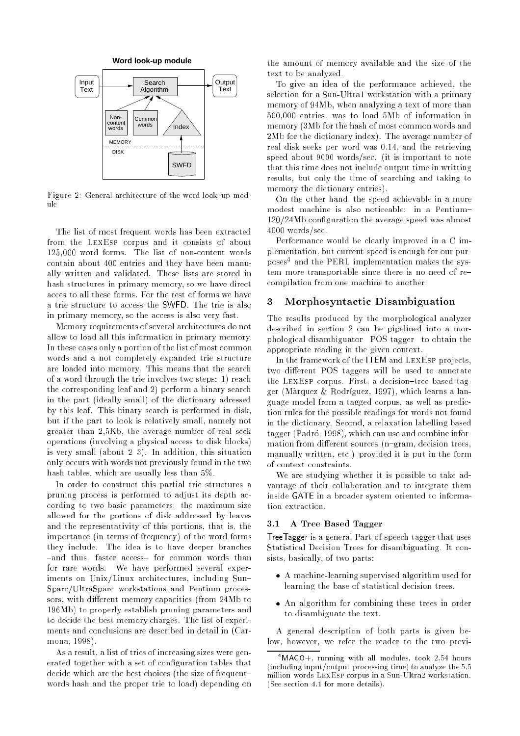Word look-up module

Input Text

Search Algorithm

Output Text

Non-content words

Common words

Index

MEMORY

DISK

SWFD

Figure 2: General architecture of the word look–up module

The list of most frequent words has been extracted from the LexEsp corpus and it consists of about 125,000 word forms. The list of non-content words contain about 400 entries and they have been manually written and validated. These lists are stored in hash structures in primary memory, so we have direct acces to all these forms. For the rest of forms we have a trie structure to access the SWFD. The trie is also in primary memory, so the access is also very fast.

Memory requirements of several architectures do not allow to load all this information in primary memory. In these cases only a portion of the list of most common words and a not completely expanded trie structure are loaded into memory. This means that the search of a word through the trie involves two steps: 1) reach the corresponding leaf and 2) perform a binary search in the part (ideally small) of the dictionary adressed by this leaf. This binary search is performed in disk, but if the part to look is relatively small, namely not greater than 2,5Kb, the average number of real seek operations (involving a physical access to disk blocks) is very small (about 2 3). In addition, this situation only occurs with words not previously found in the two hash tables, which are usually less than 5%.

In order to construct this partial trie structures a pruning process is performed to adjust its depth according to two basic parameters: the maximum size allowed for the portions of disk addressed by leaves and the representativity of this portions, that is, the importance (in terms of frequency) of the word forms they include. The idea is to have deeper branches –and thus, faster access– for common words than for rare words. We have performed several experiments on Unix/Linux architectures, including Sun–Sparc/UltraSparc workstations and Pentium processors, with different memory capacities (from 24Mb to 196Mb) to properly establish pruning parameters and to decide the best memory charges. The list of experiments and conclusions are described in detail in (Carmona, 1998).

As a result, a list of tries of increasing sizes were generated together with a set of configuration tables that decide which are the best choices (the size of frequent–words hash and the proper trie to load) depending on the amount of memory available and the size of the text to be analyzed.

To give an idea of the performance achieved, the selection for a Sun-Ultra1 workstation with a primary memory of 94Mb, when analyzing a text of more than 500,000 entries, was to load 5Mb of information in memory (3Mb for the hash of most common words and 2Mb for the dictionary index). The average number of real disk seeks per word was 0.14, and the retrieving speed about 9000 words/sec. (it is important to note that this time does not include output time in writting results, but only the time of searching and taking to memory the dictionary entries).

On the other hand, the speed achievable in a more modest machine is also noticeable: in a Pentium–120/24Mb configuration the average speed was almost 4000 words/sec.

Performance would be clearly improved in a C implementation, but current speed is enough for our purposes[4] and the PERL implementation makes the system more transportable since there is no need of recompilation from one machine to another.

## 3 Morphosyntactic Disambiguation

The results produced by the morphological analyzer described in section 2 can be pipelined into a morphological disambiguator POS tagger to obtain the appropriate reading in the given context.

In the framework of the ITEM and LexEsp projects, two different POS taggers will be used to annotate the LexEsp corpus. First, a decision–tree based tagger (Màrquez & Rodríguez, 1997), which learns a language model from a tagged corpus, as well as prediction rules for the possible readings for words not found in the dictionary. Second, a relaxation labelling based tagger (Padró, 1998), which can use and combine information from different sources (n–gram, decision trees, manually written, etc.) provided it is put in the form of context constraints.

We are studying whether it is possible to take advantage of their collaboration and to integrate them inside GATE in a broader system oriented to information extraction.

### 3.1 A Tree Based Tagger

TreeTagger is a general Part-of-speech tagger that uses Statistical Decision Trees for disambiguating. It consists, basically, of two parts:

- A machine-learning supervised algorithm used for learning the base of statistical decision trees.
- An algorithm for combining these trees in order to disambiguate the text.

A general description of both parts is given below, however, we refer the reader to the two previ-

[4] MACO+, running with all modules, took 2.54 hours (including input/output processing time) to analyze the 5.5 million words LexEsp corpus in a Sun-Ultra2 workstation. (See section 4.1 for more details).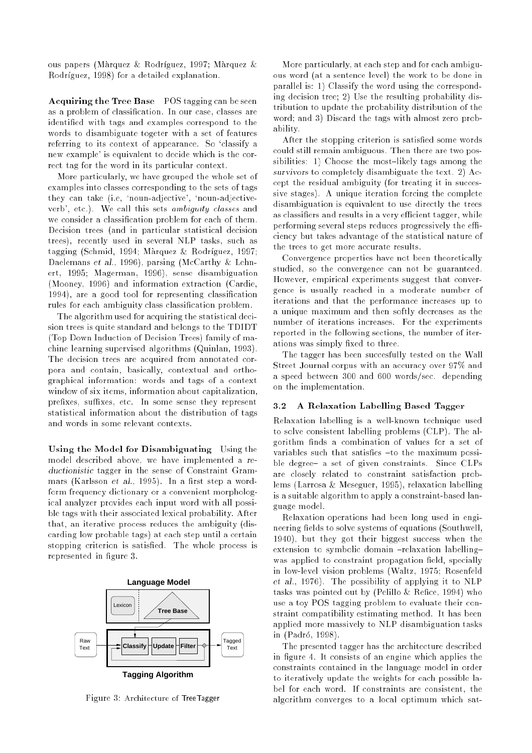ous papers (Màrquez & Rodríguez, 1997; Màrquez & Rodríguez, 1998) for a detailed explanation.

**Acquiring the Tree Base** POS tagging can be seen as a problem of classification. In our case, classes are identified with tags and examples correspond to the words to disambiguate togeter with a set of features referring to its context of appearance. So 'classify a new example' is equivalent to decide which is the correct tag for the word in its particular context.

More particularly, we have grouped the whole set of examples into classes corresponding to the sets of tags they can take (i.e, 'noun-adjective', 'noun-adjective-verb', etc.). We call this sets *ambiguity classes* and we consider a classification problem for each of them. Decision trees (and in particular statistical decision trees), recently used in several NLP tasks, such as tagging (Schmid, 1994; Màrquez & Rodríguez, 1997; Daelemans *et al.*, 1996), parsing (McCarthy & Lehnert, 1995; Magerman, 1996), sense disambiguation (Mooney, 1996) and information extraction (Cardie, 1994), are a good tool for representing classification rules for each ambiguity class classification problem.

The algorithm used for acquiring the statistical decision trees is quite standard and belongs to the TDIDT (Top Down Induction of Decision Trees) family of machine learning supervised algorithms (Quinlan, 1993). The decision trees are acquired from annotated corpora and contain, basically, contextual and orthographical information: words and tags of a context window of six items, information about capitalization, prefixes, suffixes, etc. In some sense they represent statistical information about the distribution of tags and words in some relevant contexts.

**Using the Model for Disambiguating** Using the model described above, we have implemented a *reductionistic* tagger in the sense of Constraint Grammars (Karlsson *et al.*, 1995). In a first step a word-form frequency dictionary or a convenient morphological analyzer provides each input word with all possible tags with their associated lexical probability. After that, an iterative process reduces the ambiguity (discarding low probable tags) at each step until a certain stopping criterion is satisfied. The whole process is represented in figure 3.

Language Model

Lexicon

Tree Base

Raw Text

Classify

Update

Filter

Tagged Text

Tagging Algorithm

Figure 3: Architecture of TreeTagger

More particularly, at each step and for each ambiguous word (at a sentence level) the work to be done in parallel is: 1) Classify the word using the corresponding decision tree; 2) Use the resulting probability distribution to update the probability distribution of the word; and 3) Discard the tags with almost zero probability.

After the stopping criterion is satisfied some words could still remain ambiguous. Then there are two possibilities: 1) Choose the most–likely tags among the *survivors* to completely disambiguate the text. 2) Accept the residual ambiguity (for treating it in successive stages). A unique iteration forcing the complete disambiguation is equivalent to use directly the trees as classifiers and results in a very efficient tagger, while performing several steps reduces progressively the efficiency but takes advantage of the statistical nature of the trees to get more accurate results.

Convergence properties have not been theoretically studied, so the convergence can not be guaranteed. However, empirical experiments suggest that convergence is usually reached in a moderate number of iterations and that the performance increases up to a unique maximum and then softly decreases as the number of iterations increases. For the experiments reported in the following sections, the number of iterations was simply fixed to three.

The tagger has been succesfully tested on the Wall Street Journal corpus with an accuracy over 97% and a speed between 300 and 600 words/sec. depending on the implementation.

### 3.2 A Relaxation Labelling Based Tagger

Relaxation labelling is a well-known technique used to solve consistent labelling problems (CLP). The algorithm finds a combination of values for a set of variables such that satisfies –to the maximum possible degree– a set of given constraints. Since CLPs are closely related to constraint satisfaction problems (Larrosa & Meseguer, 1995), relaxation labelling is a suitable algorithm to apply a constraint-based language model.

Relaxation operations had been long used in engineering fields to solve systems of equations (Southwell, 1940), but they got their biggest success when the extension to symbolic domain –relaxation labelling– was applied to constraint propagation field, specially in low-level vision problems (Waltz, 1975; Rosenfeld *et al.*, 1976). The possibility of applying it to NLP tasks was pointed out by (Pelillo & Refice, 1994) who use a toy POS tagging problem to evaluate their constraint compatibility estimating method. It has been applied more massively to NLP disambiguation tasks in (Padró, 1998).

The presented tagger has the architecture described in figure 4. It consists of an engine which applies the constraints contained in the language model in order to iteratively update the weights for each possible label for each word. If constraints are consistent, the algorithm converges to a local optimum which sat-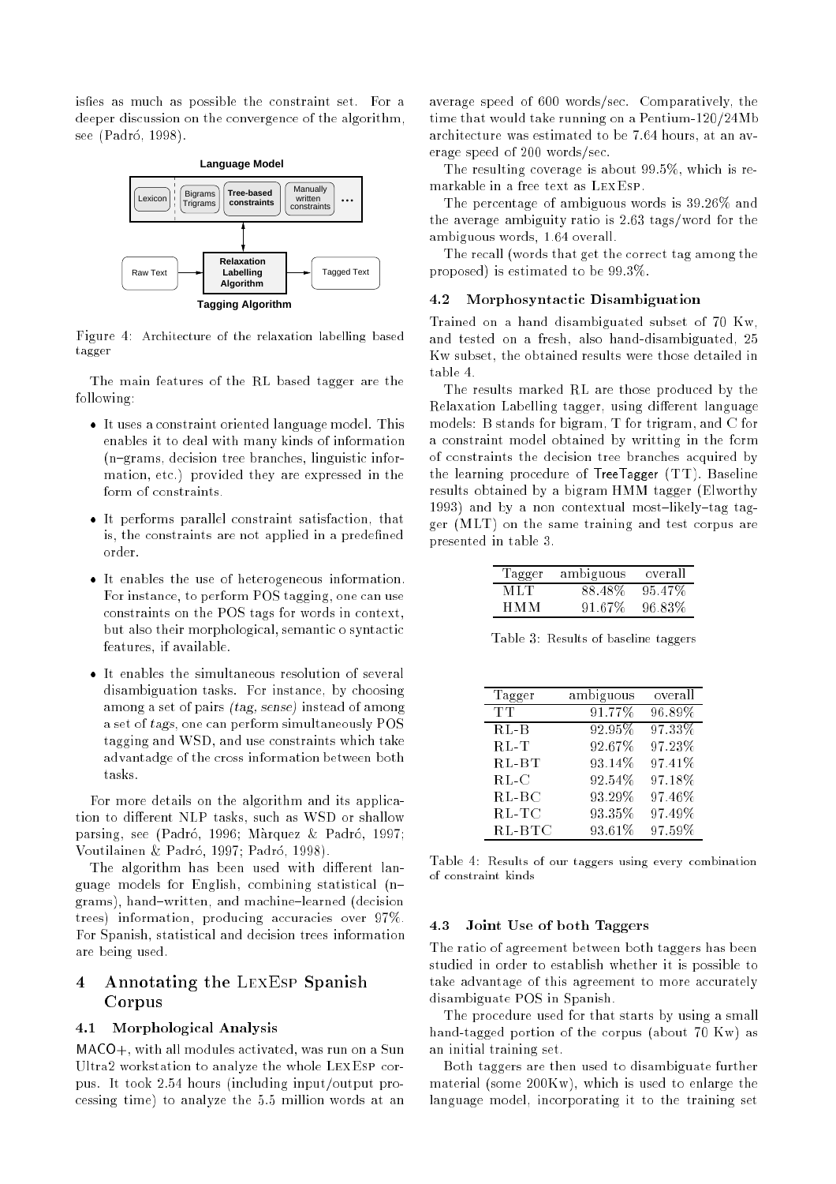isfies as much as possible the constraint set. For a deeper discussion on the convergence of the algorithm, see (Padró, 1998).

Language Model

Lexicon

Bigrams
Trigrams

Tree-based constraints

Manually written constraints

...

Raw Text

Relaxation Labelling Algorithm

Tagged Text

Tagging Algorithm

Figure 4: Architecture of the relaxation labelling based tagger

The main features of the RL based tagger are the following:

- It uses a constraint oriented language model. This enables it to deal with many kinds of information (n–grams, decision tree branches, linguistic information, etc.) provided they are expressed in the form of constraints.
- It performs parallel constraint satisfaction, that is, the constraints are not applied in a predefined order.
- It enables the use of heterogeneous information. For instance, to perform POS tagging, one can use constraints on the POS tags for words in context, but also their morphological, semantic o syntactic features, if available.
- It enables the simultaneous resolution of several disambiguation tasks. For instance, by choosing among a set of pairs *(tag, sense)* instead of among a set of *tags*, one can perform simultaneously POS tagging and WSD, and use constraints which take advantadge of the cross information between both tasks.

For more details on the algorithm and its application to different NLP tasks, such as WSD or shallow parsing, see (Padró, 1996; Màrquez & Padró, 1997; Voutilainen & Padró, 1997; Padró, 1998).

The algorithm has been used with different language models for English, combining statistical (n–grams), hand–written, and machine–learned (decision trees) information, producing accuracies over 97%. For Spanish, statistical and decision trees information are being used.

## 4 Annotating the LexEsp Spanish Corpus

### 4.1 Morphological Analysis

MACO+, with all modules activated, was run on a Sun Ultra2 workstation to analyze the whole LexEsp corpus. It took 2.54 hours (including input/output processing time) to analyze the 5.5 million words at an average speed of 600 words/sec. Comparatively, the time that would take running on a Pentium-120/24Mb architecture was estimated to be 7.64 hours, at an average speed of 200 words/sec.

The resulting coverage is about 99.5%, which is remarkable in a free text as LexEsp.

The percentage of ambiguous words is 39.26% and the average ambiguity ratio is 2.63 tags/word for the ambiguous words, 1.64 overall.

The recall (words that get the correct tag among the proposed) is estimated to be 99.3%.

### 4.2 Morphosyntactic Disambiguation

Trained on a hand disambiguated subset of 70 Kw, and tested on a fresh, also hand-disambiguated, 25 Kw subset, the obtained results were those detailed in table 4.

The results marked RL are those produced by the Relaxation Labelling tagger, using different language models: B stands for bigram, T for trigram, and C for a constraint model obtained by writting in the form of constraints the decision tree branches acquired by the learning procedure of TreeTagger (TT). Baseline results obtained by a bigram HMM tagger (Elworthy 1993) and by a non contextual most–likely–tag tagger (MLT) on the same training and test corpus are presented in table 3.

| Tagger | ambiguous | overall |
|---|---|---|
| MLT | 88.48% | 95.47% |
| HMM | 91.67% | 96.83% |

Table 3: Results of baseline taggers

| Tagger | ambiguous | overall |
|---|---|---|
| TT | 91.77% | 96.89% |
| RL-B | 92.95% | 97.33% |
| RL-T | 92.67% | 97.23% |
| RL-BT | 93.14% | 97.41% |
| RL-C | 92.54% | 97.18% |
| RL-BC | 93.29% | 97.46% |
| RL-TC | 93.35% | 97.49% |
| RL-BTC | 93.61% | 97.59% |

Table 4: Results of our taggers using every combination of constraint kinds

### 4.3 Joint Use of both Taggers

The ratio of agreement between both taggers has been studied in order to establish whether it is possible to take advantage of this agreement to more accurately disambiguate POS in Spanish.

The procedure used for that starts by using a small hand-tagged portion of the corpus (about 70 Kw) as an initial training set.

Both taggers are then used to disambiguate further material (some 200Kw), which is used to enlarge the language model, incorporating it to the training set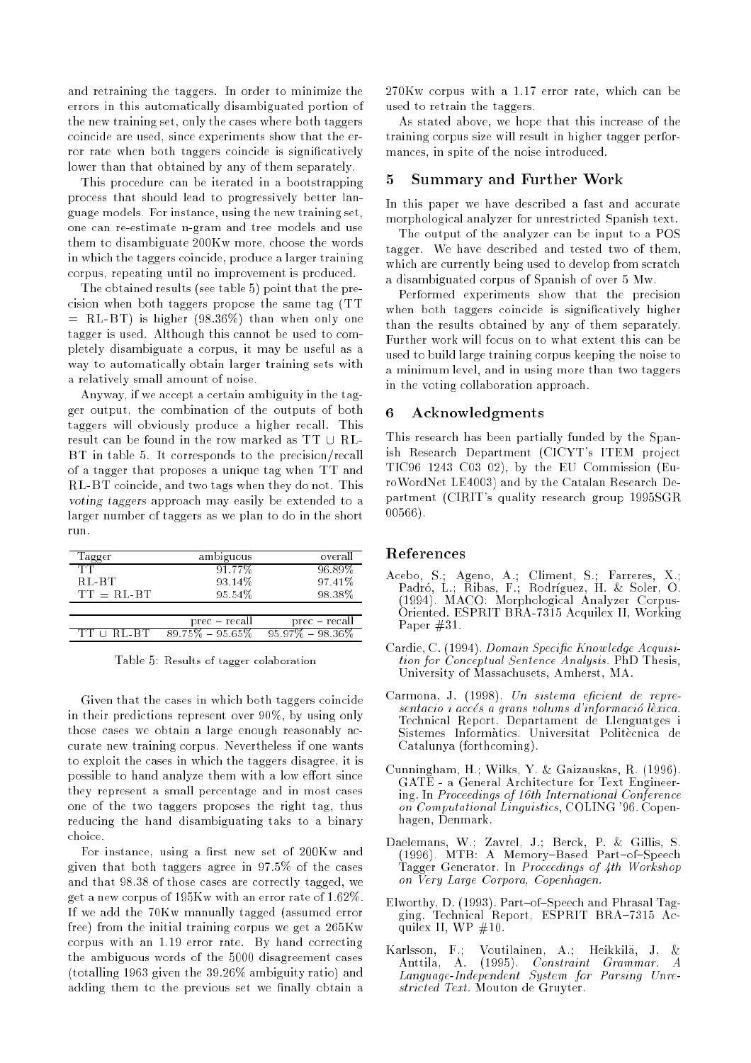and retraining the taggers. In order to minimize the errors in this automatically disambiguated portion of the new training set, only the cases where both taggers coincide are used, since experiments show that the error rate when both taggers coincide is significatively lower than that obtained by any of them separately.

This procedure can be iterated in a bootstrapping process that should lead to progressively better language models. For instance, using the new training set, one can re-estimate n-gram and tree models and use them to disambiguate 200Kw more, choose the words in which the taggers coincide, produce a larger training corpus, repeating until no improvement is produced.

The obtained results (see table 5) point that the precision when both taggers propose the same tag (TT = RL-BT) is higher (98.36%) than when only one tagger is used. Although this cannot be used to completely disambiguate a corpus, it may be useful as a way to automatically obtain larger training sets with a relatively small amount of noise.

Anyway, if we accept a certain ambiguity in the tagger output, the combination of the outputs of both taggers will obviously produce a higher recall. This result can be found in the row marked as TT ∪ RL-BT in table 5. It corresponds to the precision/recall of a tagger that proposes a unique tag when TT and RL-BT coincide, and two tags when they do not. This *voting taggers* approach may easily be extended to a larger number of taggers as we plan to do in the short run.

| Tagger | ambiguous | overall |
|---|---|---|
| TT | 91.77% | 96.89% |
| RL-BT | 93.14% | 97.41% |
| TT = RL-BT | 95.54% | 98.38% |
| | prec – recall | prec – recall |
| TT ∪ RL-BT | 89.75% – 95.65% | 95.97% – 98.36% |

Table 5: Results of tagger colaboration

Given that the cases in which both taggers coincide in their predictions represent over 90%, by using only those cases we obtain a large enough reasonably accurate new training corpus. Nevertheless if one wants to exploit the cases in which the taggers disagree, it is possible to hand analyze them with a low effort since they represent a small percentage and in most cases one of the two taggers proposes the right tag, thus reducing the hand disambiguating taks to a binary choice.

For instance, using a first new set of 200Kw and given that both taggers agree in 97.5% of the cases and that 98.38 of those cases are correctly tagged, we get a new corpus of 195Kw with an error rate of 1.62%. If we add the 70Kw manually tagged (assumed error free) from the initial training corpus we get a 265Kw corpus with an 1.19 error rate. By hand correcting the ambiguous words of the 5000 disagreement cases (totalling 1963 given the 39.26% ambiguity ratio) and adding them to the previous set we finally obtain a 270Kw corpus with a 1.17 error rate, which can be used to retrain the taggers.

As stated above, we hope that this increase of the training corpus size will result in higher tagger performances, in spite of the noise introduced.

## 5 Summary and Further Work

In this paper we have described a fast and accurate morphological analyzer for unrestricted Spanish text.

The output of the analyzer can be input to a POS tagger. We have described and tested two of them, which are currently being used to develop from scratch a disambiguated corpus of Spanish of over 5 Mw.

Performed experiments show that the precision when both taggers coincide is significatively higher than the results obtained by any of them separately. Further work will focus on to what extent this can be used to build large training corpus keeping the noise to a minimum level, and in using more than two taggers in the voting collaboration approach.

## 6 Acknowledgments

This research has been partially funded by the Spanish Research Department (CICYT's ITEM project TIC96 1243 C03 02), by the EU Commission (EuroWordNet LE4003) and by the Catalan Research Department (CIRIT's quality research group 1995SGR 00566).

## References

Acebo, S.; Ageno, A.; Climent, S.; Farreres, X.; Padró, L.; Ribas, F.; Rodríguez, H. & Soler, O. (1994). MACO: Morphological Analyzer Corpus-Oriented. ESPRIT BRA-7315 Acquilex II, Working Paper #31.

Cardie, C. (1994). *Domain Specific Knowledge Acquisition for Conceptual Sentence Analysis*. PhD Thesis, University of Massachusets, Amherst, MA.

Carmona, J. (1998). *Un sistema eficient de representacio i accés a grans volums d'informació lèxica*. Technical Report. Departament de Llenguatges i Sistemes Informàtics. Universitat Politècnica de Catalunya (forthcoming).

Cunningham, H.; Wilks, Y. & Gaizauskas, R. (1996). GATE - a General Architecture for Text Engineering. In *Proceedings of 16th International Conference on Computational Linguistics*, COLING '96. Copenhagen, Denmark.

Daelemans, W.; Zavrel, J.; Berck, P. & Gillis, S. (1996). MTB: A Memory–Based Part–of–Speech Tagger Generator. In *Proceedings of 4th Workshop on Very Large Corpora, Copenhagen.*

Elworthy, D. (1993). Part–of–Speech and Phrasal Tagging. Technical Report, ESPRIT BRA–7315 Acquilex II, WP #10.

Karlsson, F.; Voutilainen, A.; Heikkilä, J. & Anttila, A. (1995). *Constraint Grammar. A Language-Independent System for Parsing Unrestricted Text.* Mouton de Gruyter.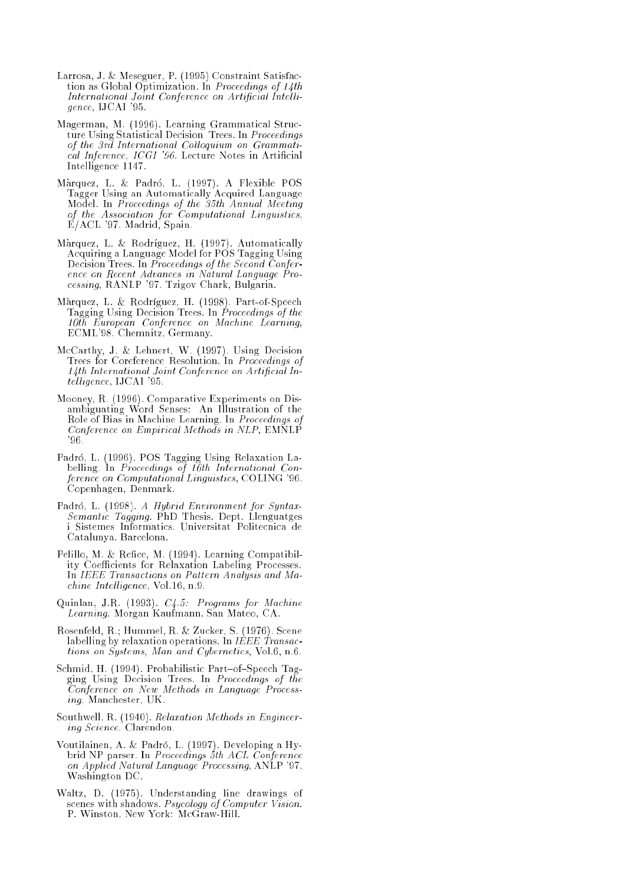Larrosa, J. & Meseguer, P. (1995) Constraint Satisfaction as Global Optimization. In *Proceedings of 14th International Joint Conference on Artificial Intelligence*, IJCAI '95.

Magerman, M. (1996). Learning Grammatical Structure Using Statistical Decision Trees. In *Proceedings of the 3rd International Colloquium on Grammatical Inference, ICGI '96.* Lecture Notes in Artificial Intelligence 1147.

Màrquez, L. & Padró, L. (1997). A Flexible POS Tagger Using an Automatically Acquired Language Model. In *Proceedings of the 35th Annual Meeting of the Association for Computational Linguistics*, E/ACL '97. Madrid, Spain.

Màrquez, L. & Rodríguez, H. (1997). Automatically Acquiring a Language Model for POS Tagging Using Decision Trees. In *Proceedings of the Second Conference on Recent Advances in Natural Language Processing*, RANLP '97. Tzigov Chark, Bulgaria.

Màrquez, L. & Rodríguez, H. (1998). Part-of-Speech Tagging Using Decision Trees. In *Proceedings of the 10th European Conference on Machine Learning*, ECML'98. Chemnitz, Germany.

McCarthy, J. & Lehnert, W. (1997). Using Decision Trees for Coreference Resolution. In *Proceedings of 14th International Joint Conference on Artificial Intelligence*, IJCAI '95.

Mooney, R. (1996). Comparative Experiments on Disambiguating Word Senses: An Illustration of the Role of Bias in Machine Learning. In *Proceedings of Conference on Empirical Methods in NLP*, EMNLP '96.

Padró, L. (1996). POS Tagging Using Relaxation Labelling. In *Proceedings of 16th International Conference on Computational Linguistics*, COLING '96. Copenhagen, Denmark.

Padró, L. (1998). *A Hybrid Environment for Syntax-Semantic Tagging.* PhD Thesis. Dept. Llenguatges i Sistemes Informatics. Universitat Politecnica de Catalunya. Barcelona.

Pelillo, M. & Refice, M. (1994). Learning Compatibility Coefficients for Relaxation Labeling Processes. In *IEEE Transactions on Pattern Analysis and Machine Intelligence*, Vol.16, n.9.

Quinlan, J.R. (1993). *C4.5: Programs for Machine Learning.* Morgan Kaufmann. San Mateo, CA.

Rosenfeld, R.; Hummel, R. & Zucker, S. (1976). Scene labelling by relaxation operations. In *IEEE Transactions on Systems, Man and Cybernetics*, Vol.6, n.6.

Schmid, H. (1994). Probabilistic Part–of–Speech Tagging Using Decision Trees. In *Proceedings of the Conference on New Methods in Language Processing.* Manchester, UK.

Southwell, R. (1940). *Relaxation Methods in Engineering Science.* Clarendon.

Voutilainen, A. & Padró, L. (1997). Developing a Hybrid NP parser. In *Proceedings 5th ACL Conference on Applied Natural Language Processing*, ANLP '97, Washington DC.

Waltz, D. (1975). Understanding line drawings of scenes with shadows. *Psycology of Computer Vision.* P. Winston, New York: McGraw-Hill.